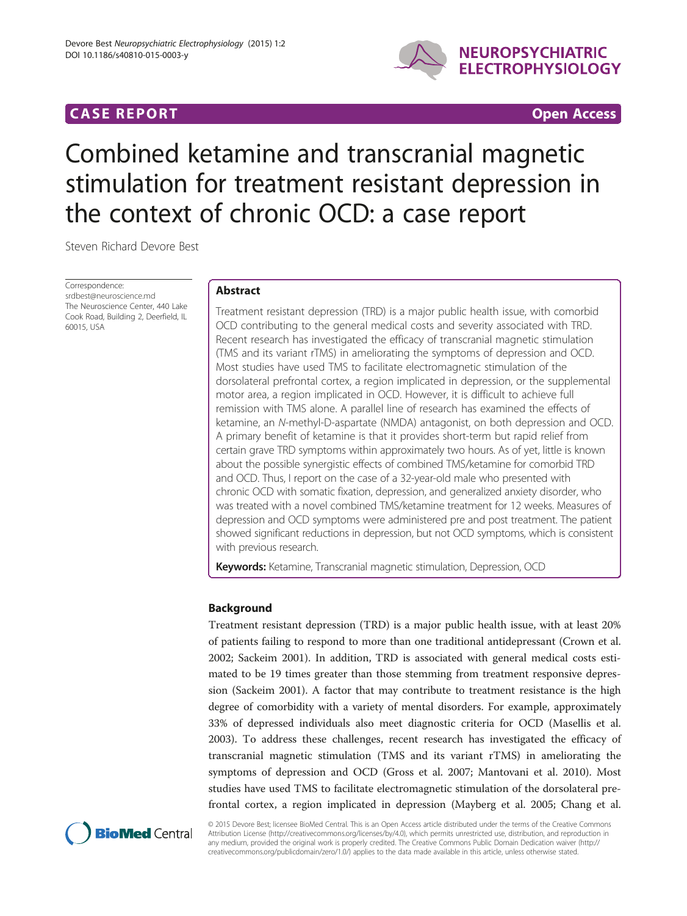CASE REPORT Open Access

# Combined ketamine and transcranial magnetic stimulation for treatment resistant depression in the context of chronic OCD: a case report

Steven Richard Devore Best

Correspondence: srdbest@neuroscience.md
The Neuroscience Center, 440 Lake Cook Road, Building 2, Deerfield, IL 60015, USA

## Abstract

Treatment resistant depression (TRD) is a major public health issue, with comorbid OCD contributing to the general medical costs and severity associated with TRD. Recent research has investigated the efficacy of transcranial magnetic stimulation (TMS and its variant rTMS) in ameliorating the symptoms of depression and OCD. Most studies have used TMS to facilitate electromagnetic stimulation of the dorsolateral prefrontal cortex, a region implicated in depression, or the supplemental motor area, a region implicated in OCD. However, it is difficult to achieve full remission with TMS alone. A parallel line of research has examined the effects of ketamine, an *N*-methyl-D-aspartate (NMDA) antagonist, on both depression and OCD. A primary benefit of ketamine is that it provides short-term but rapid relief from certain grave TRD symptoms within approximately two hours. As of yet, little is known about the possible synergistic effects of combined TMS/ketamine for comorbid TRD and OCD. Thus, I report on the case of a 32-year-old male who presented with chronic OCD with somatic fixation, depression, and generalized anxiety disorder, who was treated with a novel combined TMS/ketamine treatment for 12 weeks. Measures of depression and OCD symptoms were administered pre and post treatment. The patient showed significant reductions in depression, but not OCD symptoms, which is consistent with previous research.

**Keywords:** Ketamine, Transcranial magnetic stimulation, Depression, OCD

## Background

Treatment resistant depression (TRD) is a major public health issue, with at least 20% of patients failing to respond to more than one traditional antidepressant (Crown et al. 2002; Sackeim 2001). In addition, TRD is associated with general medical costs estimated to be 19 times greater than those stemming from treatment responsive depression (Sackeim 2001). A factor that may contribute to treatment resistance is the high degree of comorbidity with a variety of mental disorders. For example, approximately 33% of depressed individuals also meet diagnostic criteria for OCD (Masellis et al. 2003). To address these challenges, recent research has investigated the efficacy of transcranial magnetic stimulation (TMS and its variant rTMS) in ameliorating the symptoms of depression and OCD (Gross et al. 2007; Mantovani et al. 2010). Most studies have used TMS to facilitate electromagnetic stimulation of the dorsolateral prefrontal cortex, a region implicated in depression (Mayberg et al. 2005; Chang et al.

© 2015 Devore Best; licensee BioMed Central. This is an Open Access article distributed under the terms of the Creative Commons Attribution License (http://creativecommons.org/licenses/by/4.0), which permits unrestricted use, distribution, and reproduction in any medium, provided the original work is properly credited. The Creative Commons Public Domain Dedication waiver (http://creativecommons.org/publicdomain/zero/1.0/) applies to the data made available in this article, unless otherwise stated.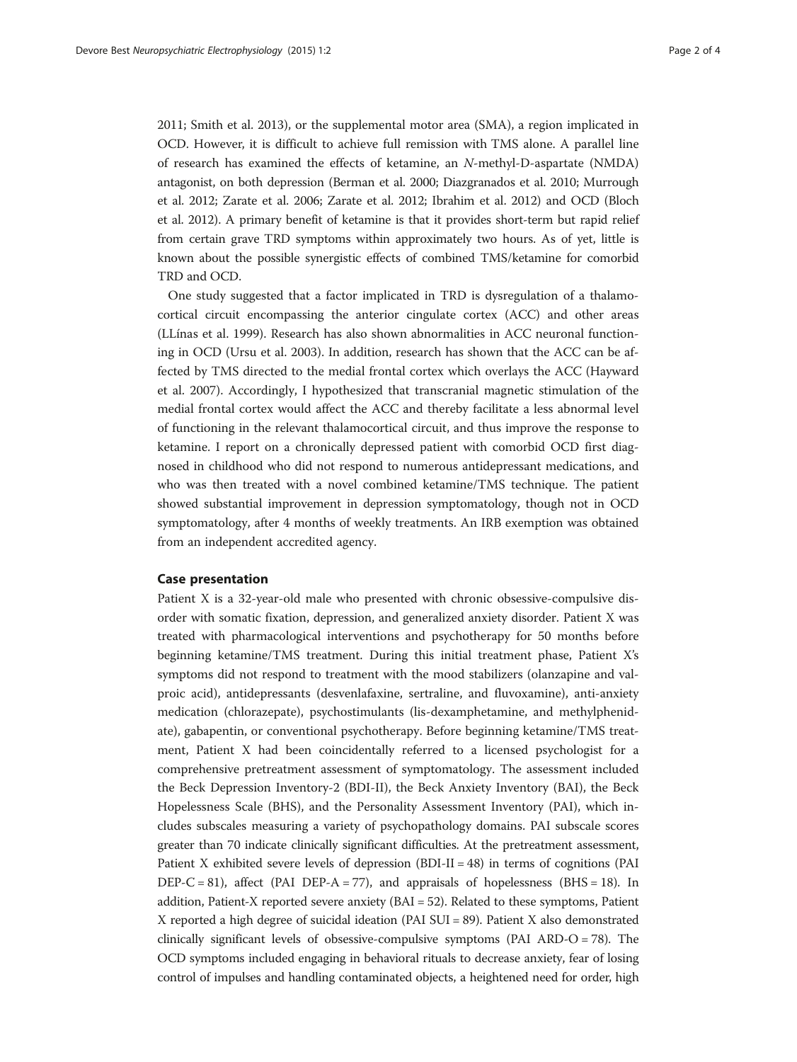2011; Smith et al. 2013), or the supplemental motor area (SMA), a region implicated in OCD. However, it is difficult to achieve full remission with TMS alone. A parallel line of research has examined the effects of ketamine, an *N*-methyl-D-aspartate (NMDA) antagonist, on both depression (Berman et al. 2000; Diazgranados et al. 2010; Murrough et al. 2012; Zarate et al. 2006; Zarate et al. 2012; Ibrahim et al. 2012) and OCD (Bloch et al. 2012). A primary benefit of ketamine is that it provides short-term but rapid relief from certain grave TRD symptoms within approximately two hours. As of yet, little is known about the possible synergistic effects of combined TMS/ketamine for comorbid TRD and OCD.

One study suggested that a factor implicated in TRD is dysregulation of a thalamocortical circuit encompassing the anterior cingulate cortex (ACC) and other areas (LLínas et al. 1999). Research has also shown abnormalities in ACC neuronal functioning in OCD (Ursu et al. 2003). In addition, research has shown that the ACC can be affected by TMS directed to the medial frontal cortex which overlays the ACC (Hayward et al. 2007). Accordingly, I hypothesized that transcranial magnetic stimulation of the medial frontal cortex would affect the ACC and thereby facilitate a less abnormal level of functioning in the relevant thalamocortical circuit, and thus improve the response to ketamine. I report on a chronically depressed patient with comorbid OCD first diagnosed in childhood who did not respond to numerous antidepressant medications, and who was then treated with a novel combined ketamine/TMS technique. The patient showed substantial improvement in depression symptomatology, though not in OCD symptomatology, after 4 months of weekly treatments. An IRB exemption was obtained from an independent accredited agency.

## Case presentation

Patient X is a 32-year-old male who presented with chronic obsessive-compulsive disorder with somatic fixation, depression, and generalized anxiety disorder. Patient X was treated with pharmacological interventions and psychotherapy for 50 months before beginning ketamine/TMS treatment. During this initial treatment phase, Patient X's symptoms did not respond to treatment with the mood stabilizers (olanzapine and valproic acid), antidepressants (desvenlafaxine, sertraline, and fluvoxamine), anti-anxiety medication (chlorazepate), psychostimulants (lis-dexamphetamine, and methylphenidate), gabapentin, or conventional psychotherapy. Before beginning ketamine/TMS treatment, Patient X had been coincidentally referred to a licensed psychologist for a comprehensive pretreatment assessment of symptomatology. The assessment included the Beck Depression Inventory-2 (BDI-II), the Beck Anxiety Inventory (BAI), the Beck Hopelessness Scale (BHS), and the Personality Assessment Inventory (PAI), which includes subscales measuring a variety of psychopathology domains. PAI subscale scores greater than 70 indicate clinically significant difficulties. At the pretreatment assessment, Patient X exhibited severe levels of depression (BDI-II = 48) in terms of cognitions (PAI DEP-C = 81), affect (PAI DEP-A = 77), and appraisals of hopelessness (BHS = 18). In addition, Patient-X reported severe anxiety (BAI = 52). Related to these symptoms, Patient X reported a high degree of suicidal ideation (PAI SUI = 89). Patient X also demonstrated clinically significant levels of obsessive-compulsive symptoms (PAI ARD-O = 78). The OCD symptoms included engaging in behavioral rituals to decrease anxiety, fear of losing control of impulses and handling contaminated objects, a heightened need for order, high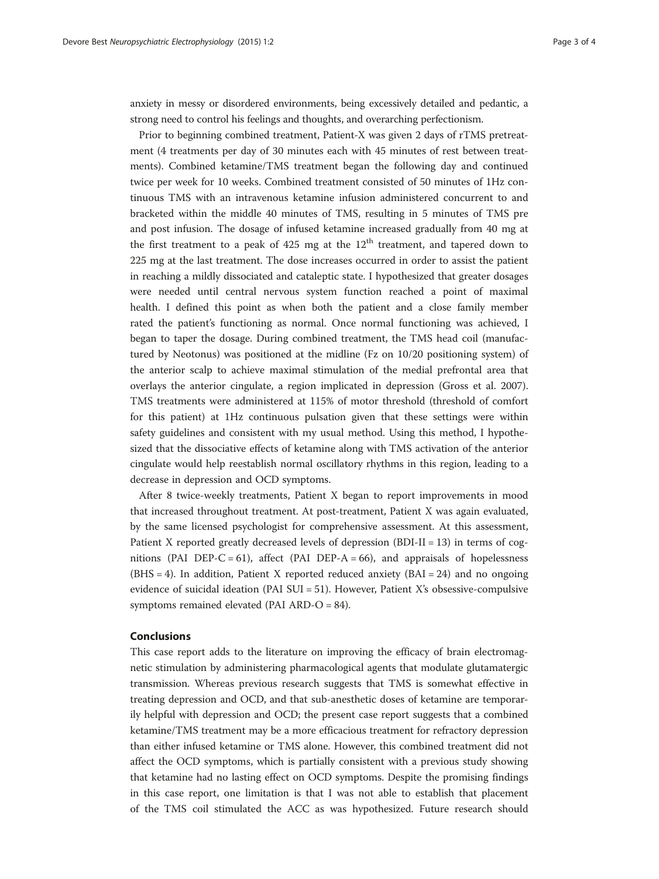anxiety in messy or disordered environments, being excessively detailed and pedantic, a strong need to control his feelings and thoughts, and overarching perfectionism.

Prior to beginning combined treatment, Patient-X was given 2 days of rTMS pretreatment (4 treatments per day of 30 minutes each with 45 minutes of rest between treatments). Combined ketamine/TMS treatment began the following day and continued twice per week for 10 weeks. Combined treatment consisted of 50 minutes of 1Hz continuous TMS with an intravenous ketamine infusion administered concurrent to and bracketed within the middle 40 minutes of TMS, resulting in 5 minutes of TMS pre and post infusion. The dosage of infused ketamine increased gradually from 40 mg at the first treatment to a peak of 425 mg at the 12th treatment, and tapered down to 225 mg at the last treatment. The dose increases occurred in order to assist the patient in reaching a mildly dissociated and cataleptic state. I hypothesized that greater dosages were needed until central nervous system function reached a point of maximal health. I defined this point as when both the patient and a close family member rated the patient's functioning as normal. Once normal functioning was achieved, I began to taper the dosage. During combined treatment, the TMS head coil (manufactured by Neotonus) was positioned at the midline (Fz on 10/20 positioning system) of the anterior scalp to achieve maximal stimulation of the medial prefrontal area that overlays the anterior cingulate, a region implicated in depression (Gross et al. 2007). TMS treatments were administered at 115% of motor threshold (threshold of comfort for this patient) at 1Hz continuous pulsation given that these settings were within safety guidelines and consistent with my usual method. Using this method, I hypothesized that the dissociative effects of ketamine along with TMS activation of the anterior cingulate would help reestablish normal oscillatory rhythms in this region, leading to a decrease in depression and OCD symptoms.

After 8 twice-weekly treatments, Patient X began to report improvements in mood that increased throughout treatment. At post-treatment, Patient X was again evaluated, by the same licensed psychologist for comprehensive assessment. At this assessment, Patient X reported greatly decreased levels of depression (BDI-II = 13) in terms of cognitions (PAI DEP-C = 61), affect (PAI DEP-A = 66), and appraisals of hopelessness (BHS = 4). In addition, Patient X reported reduced anxiety (BAI = 24) and no ongoing evidence of suicidal ideation (PAI SUI = 51). However, Patient X's obsessive-compulsive symptoms remained elevated (PAI ARD-O = 84).

## Conclusions

This case report adds to the literature on improving the efficacy of brain electromagnetic stimulation by administering pharmacological agents that modulate glutamatergic transmission. Whereas previous research suggests that TMS is somewhat effective in treating depression and OCD, and that sub-anesthetic doses of ketamine are temporarily helpful with depression and OCD; the present case report suggests that a combined ketamine/TMS treatment may be a more efficacious treatment for refractory depression than either infused ketamine or TMS alone. However, this combined treatment did not affect the OCD symptoms, which is partially consistent with a previous study showing that ketamine had no lasting effect on OCD symptoms. Despite the promising findings in this case report, one limitation is that I was not able to establish that placement of the TMS coil stimulated the ACC as was hypothesized. Future research should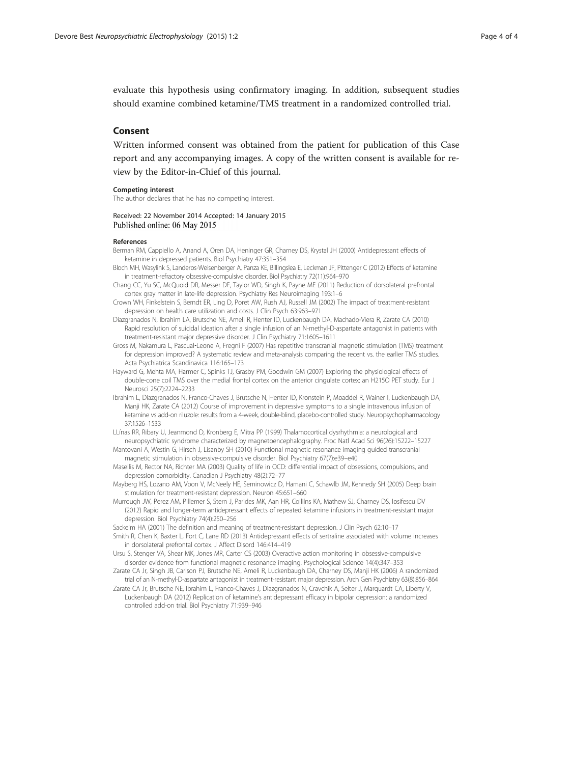evaluate this hypothesis using confirmatory imaging. In addition, subsequent studies should examine combined ketamine/TMS treatment in a randomized controlled trial.

## Consent

Written informed consent was obtained from the patient for publication of this Case report and any accompanying images. A copy of the written consent is available for review by the Editor-in-Chief of this journal.

#### Competing interest

The author declares that he has no competing interest.

Received: 22 November 2014 Accepted: 14 January 2015
Published online: 06 May 2015

#### References

Berman RM, Cappiello A, Anand A, Oren DA, Heninger GR, Charney DS, Krystal JH (2000) Antidepressant effects of ketamine in depressed patients. Biol Psychiatry 47:351–354

Bloch MH, Wasylink S, Landeros-Weisenberger A, Panza KE, Billingslea E, Leckman JF, Pittenger C (2012) Effects of ketamine in treatment-refractory obsessive-compulsive disorder. Biol Psychiatry 72(11):964–970

Chang CC, Yu SC, McQuoid DR, Messer DF, Taylor WD, Singh K, Payne ME (2011) Reduction of dorsolateral prefrontal cortex gray matter in late-life depression. Psychiatry Res Neuroimaging 193:1–6

Crown WH, Finkelstein S, Berndt ER, Ling D, Poret AW, Rush AJ, Russell JM (2002) The impact of treatment-resistant depression on health care utilization and costs. J Clin Psych 63:963–971

Diazgranados N, Ibrahim LA, Brutsche NE, Ameli R, Henter ID, Luckenbaugh DA, Machado-Viera R, Zarate CA (2010) Rapid resolution of suicidal ideation after a single infusion of an N-methyl-D-aspartate antagonist in patients with treatment-resistant major depressive disorder. J Clin Psychiatry 71:1605–1611

Gross M, Nakamura L, Pascual-Leone A, Fregni F (2007) Has repetitive transcranial magnetic stimulation (TMS) treatment for depression improved? A systematic review and meta-analysis comparing the recent vs. the earlier TMS studies. Acta Psychiatrica Scandinavica 116:165–173

Hayward G, Mehta MA, Harmer C, Spinks TJ, Grasby PM, Goodwin GM (2007) Exploring the physiological effects of double-cone coil TMS over the medial frontal cortex on the anterior cingulate cortex: an H215O PET study. Eur J Neurosci 25(7):2224–2233

Ibrahim L, Diazgranados N, Franco-Chaves J, Brutsche N, Henter ID, Kronstein P, Moaddel R, Wainer I, Luckenbaugh DA, Manji HK, Zarate CA (2012) Course of improvement in depressive symptoms to a single intravenous infusion of ketamine vs add-on riluzole: results from a 4-week, double-blind, placebo-controlled study. Neuropsychopharmacology 37:1526–1533

LLínas RR, Ribary U, Jeanmond D, Kronberg E, Mitra PP (1999) Thalamocortical dysrhythmia: a neurological and neuropsychiatric syndrome characterized by magnetoencephalography. Proc Natl Acad Sci 96(26):15222–15227

Mantovani A, Westin G, Hirsch J, Lisanby SH (2010) Functional magnetic resonance imaging guided transcranial magnetic stimulation in obsessive-compulsive disorder. Biol Psychiatry 67(7):e39–e40

Masellis M, Rector NA, Richter MA (2003) Quality of life in OCD: differential impact of obsessions, compulsions, and depression comorbidity. Canadian J Psychiatry 48(2):72–77

Mayberg HS, Lozano AM, Voon V, McNeely HE, Seminowicz D, Hamani C, Schawlb JM, Kennedy SH (2005) Deep brain stimulation for treatment-resistant depression. Neuron 45:651–660

Murrough JW, Perez AM, Pillemer S, Stern J, Parides MK, Aan HR, Colliins KA, Mathew SJ, Charney DS, Iosifescu DV (2012) Rapid and longer-term antidepressant effects of repeated ketamine infusions in treatment-resistant major depression. Biol Psychiatry 74(4):250–256

Sackeim HA (2001) The definition and meaning of treatment-resistant depression. J Clin Psych 62:10–17

Smith R, Chen K, Baxter L, Fort C, Lane RD (2013) Antidepressant effects of sertraline associated with volume increases in dorsolateral prefrontal cortex. J Affect Disord 146:414–419

Ursu S, Stenger VA, Shear MK, Jones MR, Carter CS (2003) Overactive action monitoring in obsessive-compulsive disorder evidence from functional magnetic resonance imaging. Psychological Science 14(4):347–353

Zarate CA Jr, Singh JB, Carlson PJ, Brutsche NE, Ameli R, Luckenbaugh DA, Charney DS, Manji HK (2006) A randomized trial of an N-methyl-D-aspartate antagonist in treatment-resistant major depression. Arch Gen Psychiatry 63(8):856–864

Zarate CA Jr, Brutsche NE, Ibrahim L, Franco-Chaves J, Diazgranados N, Cravchik A, Selter J, Marquardt CA, Liberty V, Luckenbaugh DA (2012) Replication of ketamine's antidepressant efficacy in bipolar depression: a randomized controlled add-on trial. Biol Psychiatry 71:939–946